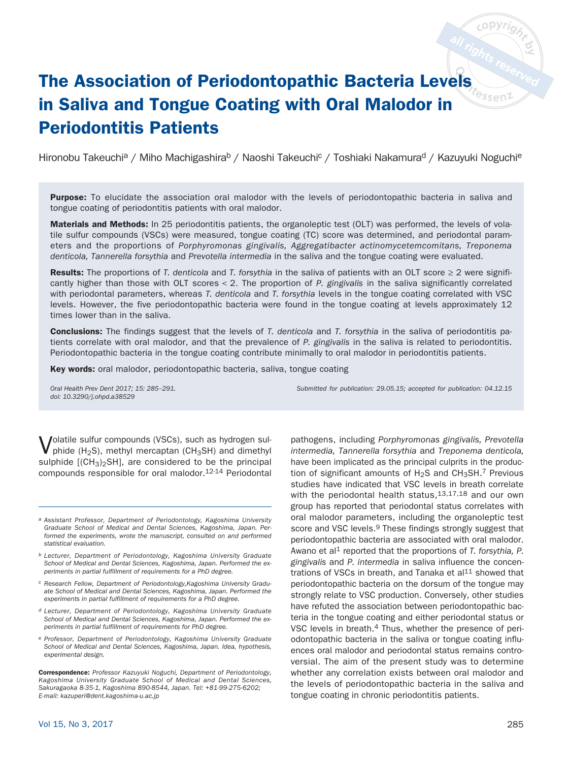# The Association of Periodontopathic Bacteria Levels in Saliva and Tongue Coating with Oral Malodor in Periodontitis Patients

Hironobu Takeuchi[a] / Miho Machigashira[b] / Naoshi Takeuchi[c] / Toshiaki Nakamura[d] / Kazuyuki Noguchi[e]

**Purpose:** To elucidate the association oral malodor with the levels of periodontopathic bacteria in saliva and tongue coating of periodontitis patients with oral malodor.

**Materials and Methods:** In 25 periodontitis patients, the organoleptic test (OLT) was performed, the levels of volatile sulfur compounds (VSCs) were measured, tongue coating (TC) score was determined, and periodontal parameters and the proportions of *Porphyromonas gingivalis, Aggregatibacter actinomycetemcomitans, Treponema denticola, Tannerella forsythia* and *Prevotella intermedia* in the saliva and the tongue coating were evaluated.

**Results:** The proportions of *T. denticola* and *T. forsythia* in the saliva of patients with an OLT score ≥ 2 were significantly higher than those with OLT scores < 2. The proportion of *P. gingivalis* in the saliva significantly correlated with periodontal parameters, whereas *T. denticola* and *T. forsythia* levels in the tongue coating correlated with VSC levels. However, the five periodontopathic bacteria were found in the tongue coating at levels approximately 12 times lower than in the saliva.

**Conclusions:** The findings suggest that the levels of *T. denticola* and *T. forsythia* in the saliva of periodontitis patients correlate with oral malodor, and that the prevalence of *P. gingivalis* in the saliva is related to periodontitis. Periodontopathic bacteria in the tongue coating contribute minimally to oral malodor in periodontitis patients.

**Key words:** oral malodor, periodontopathic bacteria, saliva, tongue coating

*Oral Health Prev Dent 2017; 15: 285–291.*
*doi: 10.3290/j.ohpd.a38529*

*Submitted for publication: 29.05.15; accepted for publication: 04.12.15*

Volatile sulfur compounds (VSCs), such as hydrogen sulphide ($H_2S$), methyl mercaptan ($CH_3SH$) and dimethyl sulphide [$(CH_3)_2SH$], are considered to be the principal compounds responsible for oral malodor.[12-14] Periodontal pathogens, including *Porphyromonas gingivalis, Prevotella intermedia, Tannerella forsythia* and *Treponema denticola,* have been implicated as the principal culprits in the production of significant amounts of $H_2S$ and $CH_3SH$.[7] Previous studies have indicated that VSC levels in breath correlate with the periodontal health status,[13,17,18] and our own group has reported that periodontal status correlates with oral malodor parameters, including the organoleptic test score and VSC levels.[9] These findings strongly suggest that periodontopathic bacteria are associated with oral malodor. Awano et al[1] reported that the proportions of *T. forsythia, P. gingivalis* and *P. intermedia* in saliva influence the concentrations of VSCs in breath, and Tanaka et al[11] showed that periodontopathic bacteria on the dorsum of the tongue may strongly relate to VSC production. Conversely, other studies have refuted the association between periodontopathic bacteria in the tongue coating and either periodontal status or VSC levels in breath.[4] Thus, whether the presence of periodontopathic bacteria in the saliva or tongue coating influences oral malodor and periodontal status remains controversial. The aim of the present study was to determine whether any correlation exists between oral malodor and the levels of periodontopathic bacteria in the saliva and tongue coating in chronic periodontitis patients.

---

[a] *Assistant Professor, Department of Periodontology, Kagoshima University Graduate School of Medical and Dental Sciences, Kagoshima, Japan. Performed the experiments, wrote the manuscript, consulted on and performed statistical evaluation.*

[b] *Lecturer, Department of Periodontology, Kagoshima University Graduate School of Medical and Dental Sciences, Kagoshima, Japan. Performed the experiments in partial fulfillment of requirements for a PhD degree.*

[c] *Research Fellow, Department of Periodontology,Kagoshima University Graduate School of Medical and Dental Sciences, Kagoshima, Japan. Performed the experiments in partial fulfillment of requirements for a PhD degree.*

[d] *Lecturer, Department of Periodontology, Kagoshima University Graduate School of Medical and Dental Sciences, Kagoshima, Japan. Performed the experiments in partial fulfillment of requirements for PhD degree.*

[e] *Professor, Department of Periodontology, Kagoshima University Graduate School of Medical and Dental Sciences, Kagoshima, Japan. Idea, hypothesis, experimental design.*

**Correspondence:** *Professor Kazuyuki Noguchi, Department of Periodontology, Kagoshima University Graduate School of Medical and Dental Sciences, Sakuragaoka 8-35-1, Kagoshima 890-8544, Japan. Tel: +81-99-275-6202; E-mail: kazuperi@dent.kagoshima-u.ac.jp*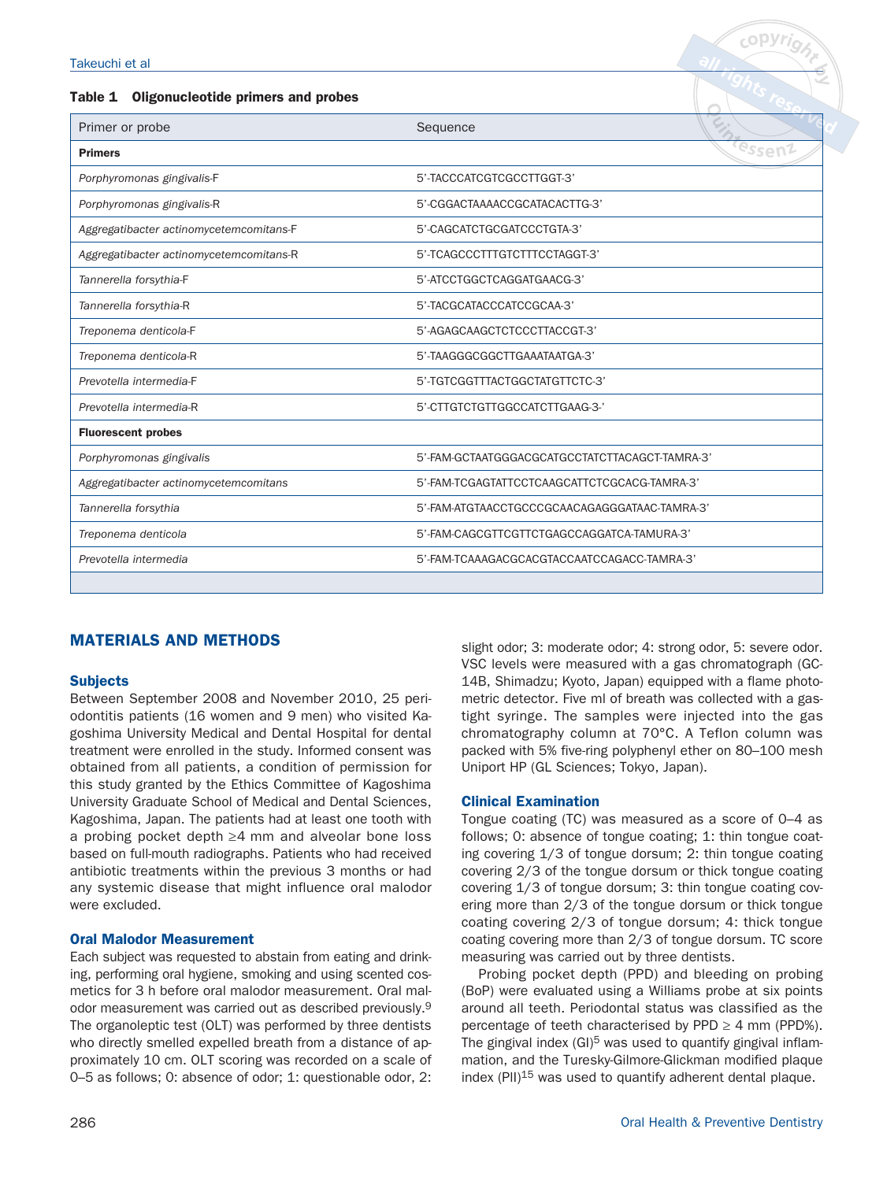**Table 1 Oligonucleotide primers and probes**

| Primer or probe | Sequence |
|---|---|
| **Primers** | |
| *Porphyromonas gingivalis*-F | 5'-TACCCATCGTCGCCTTGGT-3' |
| *Porphyromonas gingivalis*-R | 5'-CGGACTAAAACCGCATACACTTG-3' |
| *Aggregatibacter actinomycetemcomitans*-F | 5'-CAGCATCTGCGATCCCTGTA-3' |
| *Aggregatibacter actinomycetemcomitans*-R | 5'-TCAGCCCTTTGTCTTTCCTAGGT-3' |
| *Tannerella forsythia*-F | 5'-ATCCTGGCTCAGGATGAACG-3' |
| *Tannerella forsythia*-R | 5'-TACGCATACCCATCCGCAA-3' |
| *Treponema denticola*-F | 5'-AGAGCAAGCTCTCCCTTACCGT-3' |
| *Treponema denticola*-R | 5'-TAAGGGCGGCTTGAAATAATGA-3' |
| *Prevotella intermedia*-F | 5'-TGTCGGTTTACTGGCTATGTTCTC-3' |
| *Prevotella intermedia*-R | 5'-CTTGTCTGTTGGCCATCTTGAAG-3-' |
| **Fluorescent probes** | |
| *Porphyromonas gingivalis* | 5'-FAM-GCTAATGGGACGCATGCCTATCTTACAGCT-TAMRA-3' |
| *Aggregatibacter actinomycetemcomitans* | 5'-FAM-TCGAGTATTCCTCAAGCATTCTCGCACG-TAMRA-3' |
| *Tannerella forsythia* | 5'-FAM-ATGTAACCTGCCCGCAACAGAGGGATAAC-TAMRA-3' |
| *Treponema denticola* | 5'-FAM-CAGCGTTCGTTCTGAGCCAGGATCA-TAMURA-3' |
| *Prevotella intermedia* | 5'-FAM-TCAAAGACGCACGTACCAATCCAGACC-TAMRA-3' |

## MATERIALS AND METHODS

### Subjects

Between September 2008 and November 2010, 25 periodontitis patients (16 women and 9 men) who visited Kagoshima University Medical and Dental Hospital for dental treatment were enrolled in the study. Informed consent was obtained from all patients, a condition of permission for this study granted by the Ethics Committee of Kagoshima University Graduate School of Medical and Dental Sciences, Kagoshima, Japan. The patients had at least one tooth with a probing pocket depth ≥4 mm and alveolar bone loss based on full-mouth radiographs. Patients who had received antibiotic treatments within the previous 3 months or had any systemic disease that might influence oral malodor were excluded.

### Oral Malodor Measurement

Each subject was requested to abstain from eating and drinking, performing oral hygiene, smoking and using scented cosmetics for 3 h before oral malodor measurement. Oral malodor measurement was carried out as described previously.[9] The organoleptic test (OLT) was performed by three dentists who directly smelled expelled breath from a distance of approximately 10 cm. OLT scoring was recorded on a scale of 0–5 as follows; 0: absence of odor; 1: questionable odor, 2: slight odor; 3: moderate odor; 4: strong odor, 5: severe odor. VSC levels were measured with a gas chromatograph (GC-14B, Shimadzu; Kyoto, Japan) equipped with a flame photometric detector. Five ml of breath was collected with a gastight syringe. The samples were injected into the gas chromatography column at 70°C. A Teflon column was packed with 5% five-ring polyphenyl ether on 80–100 mesh Uniport HP (GL Sciences; Tokyo, Japan).

### Clinical Examination

Tongue coating (TC) was measured as a score of 0–4 as follows; 0: absence of tongue coating; 1: thin tongue coating covering 1/3 of tongue dorsum; 2: thin tongue coating covering 2/3 of the tongue dorsum or thick tongue coating covering 1/3 of tongue dorsum; 3: thin tongue coating covering more than 2/3 of the tongue dorsum or thick tongue coating covering 2/3 of tongue dorsum; 4: thick tongue coating covering more than 2/3 of tongue dorsum. TC score measuring was carried out by three dentists.

Probing pocket depth (PPD) and bleeding on probing (BoP) were evaluated using a Williams probe at six points around all teeth. Periodontal status was classified as the percentage of teeth characterised by PPD ≥ 4 mm (PPD%). The gingival index (GI)[5] was used to quantify gingival inflammation, and the Turesky-Gilmore-Glickman modified plaque index (PlI)[15] was used to quantify adherent dental plaque.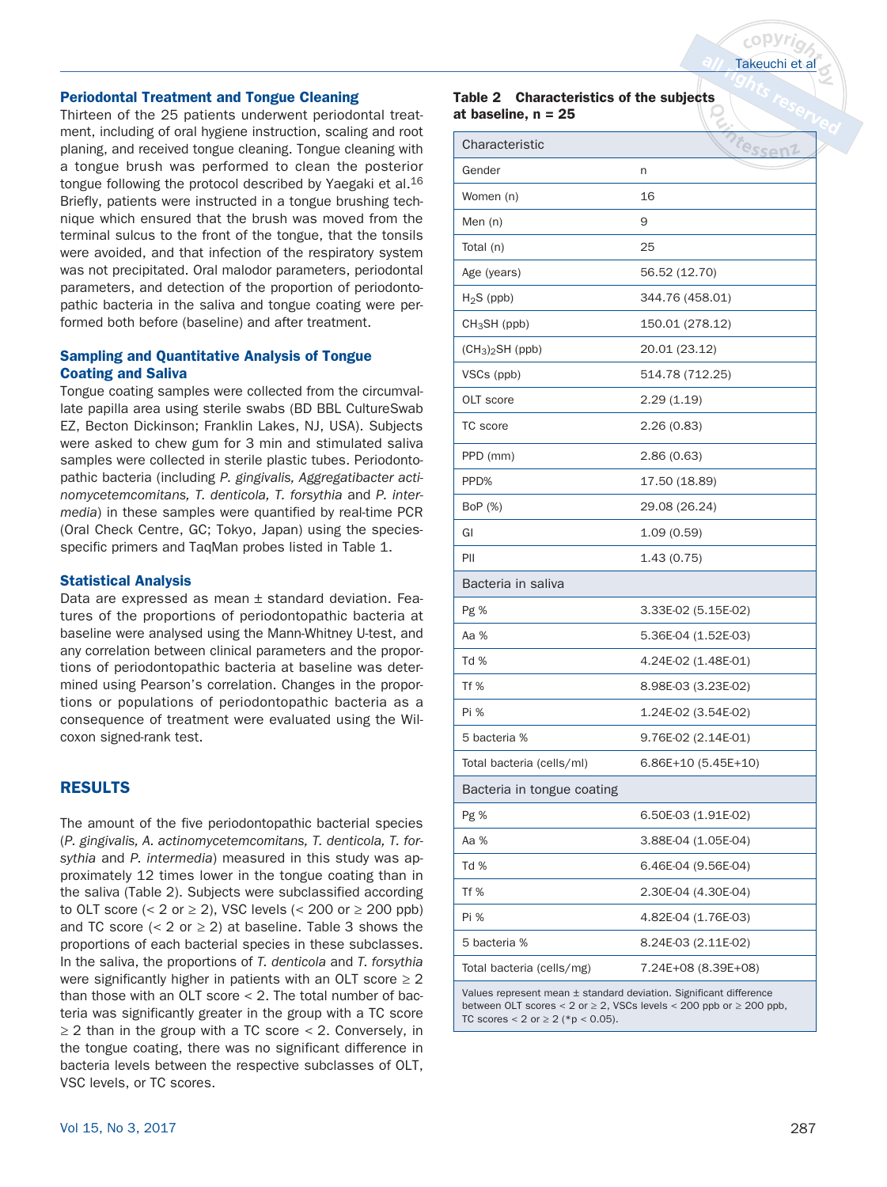### Periodontal Treatment and Tongue Cleaning

Thirteen of the 25 patients underwent periodontal treatment, including of oral hygiene instruction, scaling and root planing, and received tongue cleaning. Tongue cleaning with a tongue brush was performed to clean the posterior tongue following the protocol described by Yaegaki et al.[16] Briefly, patients were instructed in a tongue brushing technique which ensured that the brush was moved from the terminal sulcus to the front of the tongue, that the tonsils were avoided, and that infection of the respiratory system was not precipitated. Oral malodor parameters, periodontal parameters, and detection of the proportion of periodontopathic bacteria in the saliva and tongue coating were performed both before (baseline) and after treatment.

### Sampling and Quantitative Analysis of Tongue Coating and Saliva

Tongue coating samples were collected from the circumvallate papilla area using sterile swabs (BD BBL CultureSwab EZ, Becton Dickinson; Franklin Lakes, NJ, USA). Subjects were asked to chew gum for 3 min and stimulated saliva samples were collected in sterile plastic tubes. Periodontopathic bacteria (including *P. gingivalis, Aggregatibacter actinomycetemcomitans, T. denticola, T. forsythia* and *P. intermedia*) in these samples were quantified by real-time PCR (Oral Check Centre, GC; Tokyo, Japan) using the species-specific primers and TaqMan probes listed in Table 1.

### Statistical Analysis

Data are expressed as mean ± standard deviation. Features of the proportions of periodontopathic bacteria at baseline were analysed using the Mann-Whitney U-test, and any correlation between clinical parameters and the proportions of periodontopathic bacteria at baseline was determined using Pearson's correlation. Changes in the proportions or populations of periodontopathic bacteria as a consequence of treatment were evaluated using the Wilcoxon signed-rank test.

## RESULTS

The amount of the five periodontopathic bacterial species (*P. gingivalis, A. actinomycetemcomitans, T. denticola, T. forsythia* and *P. intermedia*) measured in this study was approximately 12 times lower in the tongue coating than in the saliva (Table 2). Subjects were subclassified according to OLT score (< 2 or ≥ 2), VSC levels (< 200 or ≥ 200 ppb) and TC score (< 2 or ≥ 2) at baseline. Table 3 shows the proportions of each bacterial species in these subclasses. In the saliva, the proportions of *T. denticola* and *T. forsythia* were significantly higher in patients with an OLT score ≥ 2 than those with an OLT score < 2. The total number of bacteria was significantly greater in the group with a TC score ≥ 2 than in the group with a TC score < 2. Conversely, in the tongue coating, there was no significant difference in bacteria levels between the respective subclasses of OLT, VSC levels, or TC scores.

**Table 2 Characteristics of the subjects at baseline, n = 25**

| Characteristic | |
|---|---|
| Gender | n |
| Women (n) | 16 |
| Men (n) | 9 |
| Total (n) | 25 |
| Age (years) | 56.52 (12.70) |
| $H_2S$ (ppb) | 344.76 (458.01) |
| $CH_3SH$ (ppb) | 150.01 (278.12) |
| $(CH_3)_2SH$ (ppb) | 20.01 (23.12) |
| VSCs (ppb) | 514.78 (712.25) |
| OLT score | 2.29 (1.19) |
| TC score | 2.26 (0.83) |
| PPD (mm) | 2.86 (0.63) |
| PPD% | 17.50 (18.89) |
| BoP (%) | 29.08 (26.24) |
| GI | 1.09 (0.59) |
| PlI | 1.43 (0.75) |
| **Bacteria in saliva** | |
| Pg % | 3.33E-02 (5.15E-02) |
| Aa % | 5.36E-04 (1.52E-03) |
| Td % | 4.24E-02 (1.48E-01) |
| Tf % | 8.98E-03 (3.23E-02) |
| Pi % | 1.24E-02 (3.54E-02) |
| 5 bacteria % | 9.76E-02 (2.14E-01) |
| Total bacteria (cells/ml) | 6.86E+10 (5.45E+10) |
| **Bacteria in tongue coating** | |
| Pg % | 6.50E-03 (1.91E-02) |
| Aa % | 3.88E-04 (1.05E-04) |
| Td % | 6.46E-04 (9.56E-04) |
| Tf % | 2.30E-04 (4.30E-04) |
| Pi % | 4.82E-04 (1.76E-03) |
| 5 bacteria % | 8.24E-03 (2.11E-02) |
| Total bacteria (cells/mg) | 7.24E+08 (8.39E+08) |

Values represent mean ± standard deviation. Significant difference between OLT scores < 2 or ≥ 2, VSCs levels < 200 ppb or ≥ 200 ppb, TC scores < 2 or ≥ 2 (*p < 0.05).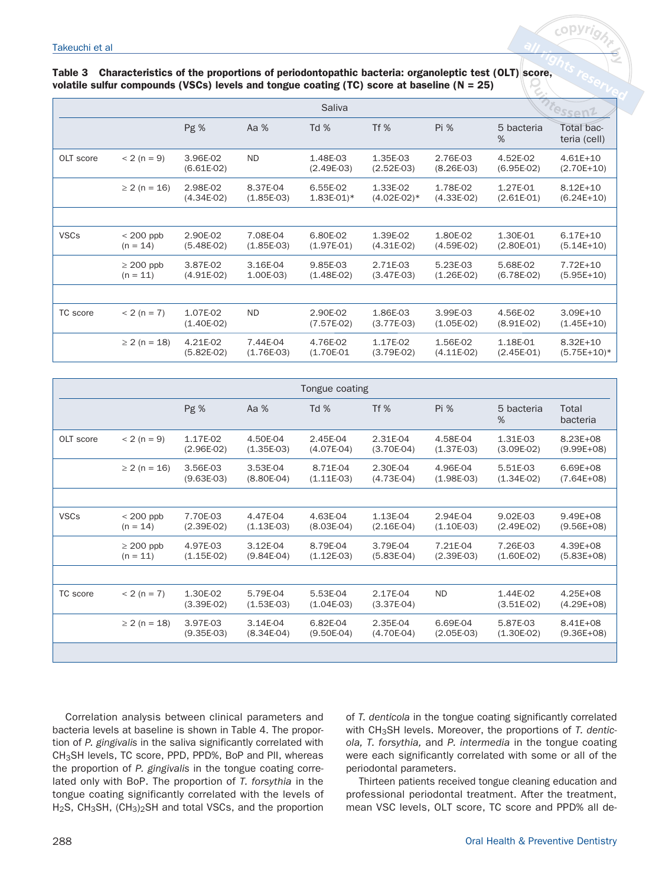**Table 3 Characteristics of the proportions of periodontopathic bacteria: organoleptic test (OLT) score, volatile sulfur compounds (VSCs) levels and tongue coating (TC) score at baseline (N = 25)**

| Saliva | | | | | | | | |
|---|---|---|---|---|---|---|---|---|
| | | Pg % | Aa % | Td % | Tf % | Pi % | 5 bacteria % | Total bacteria (cell) |
| OLT score | < 2 (n = 9) | 3.96E-02 (6.61E-02) | ND | 1.48E-03 (2.49E-03) | 1.35E-03 (2.52E-03) | 2.76E-03 (8.26E-03) | 4.52E-02 (6.95E-02) | 4.61E+10 (2.70E+10) |
| | ≥ 2 (n = 16) | 2.98E-02 (4.34E-02) | 8.37E-04 (1.85E-03) | 6.55E-02 1.83E-01)* | 1.33E-02 (4.02E-02)* | 1.78E-02 (4.33E-02) | 1.27E-01 (2.61E-01) | 8.12E+10 (6.24E+10) |
| | | | | | | | | |
| VSCs | < 200 ppb (n = 14) | 2.90E-02 (5.48E-02) | 7.08E-04 (1.85E-03) | 6.80E-02 (1.97E-01) | 1.39E-02 (4.31E-02) | 1.80E-02 (4.59E-02) | 1.30E-01 (2.80E-01) | 6.17E+10 (5.14E+10) |
| | ≥ 200 ppb (n = 11) | 3.87E-02 (4.91E-02) | 3.16E-04 1.00E-03) | 9.85E-03 (1.48E-02) | 2.71E-03 (3.47E-03) | 5.23E-03 (1.26E-02) | 5.68E-02 (6.78E-02) | 7.72E+10 (5.95E+10) |
| | | | | | | | | |
| TC score | < 2 (n = 7) | 1.07E-02 (1.40E-02) | ND | 2.90E-02 (7.57E-02) | 1.86E-03 (3.77E-03) | 3.99E-03 (1.05E-02) | 4.56E-02 (8.91E-02) | 3.09E+10 (1.45E+10) |
| | ≥ 2 (n = 18) | 4.21E-02 (5.82E-02) | 7.44E-04 (1.76E-03) | 4.76E-02 (1.70E-01 | 1.17E-02 (3.79E-02) | 1.56E-02 (4.11E-02) | 1.18E-01 (2.45E-01) | 8.32E+10 (5.75E+10)* |

| Tongue coating | | | | | | | | |
|---|---|---|---|---|---|---|---|---|
| | | Pg % | Aa % | Td % | Tf % | Pi % | 5 bacteria % | Total bacteria |
| OLT score | < 2 (n = 9) | 1.17E-02 (2.96E-02) | 4.50E-04 (1.35E-03) | 2.45E-04 (4.07E-04) | 2.31E-04 (3.70E-04) | 4.58E-04 (1.37E-03) | 1.31E-03 (3.09E-02) | 8.23E+08 (9.99E+08) |
| | ≥ 2 (n = 16) | 3.56E-03 (9.63E-03) | 3.53E-04 (8.80E-04) | 8.71E-04 (1.11E-03) | 2.30E-04 (4.73E-04) | 4.96E-04 (1.98E-03) | 5.51E-03 (1.34E-02) | 6.69E+08 (7.64E+08) |
| | | | | | | | | |
| VSCs | < 200 ppb (n = 14) | 7.70E-03 (2.39E-02) | 4.47E-04 (1.13E-03) | 4.63E-04 (8.03E-04) | 1.13E-04 (2.16E-04) | 2.94E-04 (1.10E-03) | 9.02E-03 (2.49E-02) | 9.49E+08 (9.56E+08) |
| | ≥ 200 ppb (n = 11) | 4.97E-03 (1.15E-02) | 3.12E-04 (9.84E-04) | 8.79E-04 (1.12E-03) | 3.79E-04 (5.83E-04) | 7.21E-04 (2.39E-03) | 7.26E-03 (1.60E-02) | 4.39E+08 (5.83E+08) |
| | | | | | | | | |
| TC score | < 2 (n = 7) | 1.30E-02 (3.39E-02) | 5.79E-04 (1.53E-03) | 5.53E-04 (1.04E-03) | 2.17E-04 (3.37E-04) | ND | 1.44E-02 (3.51E-02) | 4.25E+08 (4.29E+08) |
| | ≥ 2 (n = 18) | 3.97E-03 (9.35E-03) | 3.14E-04 (8.34E-04) | 6.82E-04 (9.50E-04) | 2.35E-04 (4.70E-04) | 6.69E-04 (2.05E-03) | 5.87E-03 (1.30E-02) | 8.41E+08 (9.36E+08) |

Correlation analysis between clinical parameters and bacteria levels at baseline is shown in Table 4. The proportion of *P. gingivalis* in the saliva significantly correlated with $CH_3SH$ levels, TC score, PPD, PPD%, BoP and PlI, whereas the proportion of *P. gingivalis* in the tongue coating correlated only with BoP. The proportion of *T. forsythia* in the tongue coating significantly correlated with the levels of $H_2S$, $CH_3SH$, $(CH_3)_2SH$ and total VSCs, and the proportion of *T. denticola* in the tongue coating significantly correlated with $CH_3SH$ levels. Moreover, the proportions of *T. denticola, T. forsythia,* and *P. intermedia* in the tongue coating were each significantly correlated with some or all of the periodontal parameters.

Thirteen patients received tongue cleaning education and professional periodontal treatment. After the treatment, mean VSC levels, OLT score, TC score and PPD% all de-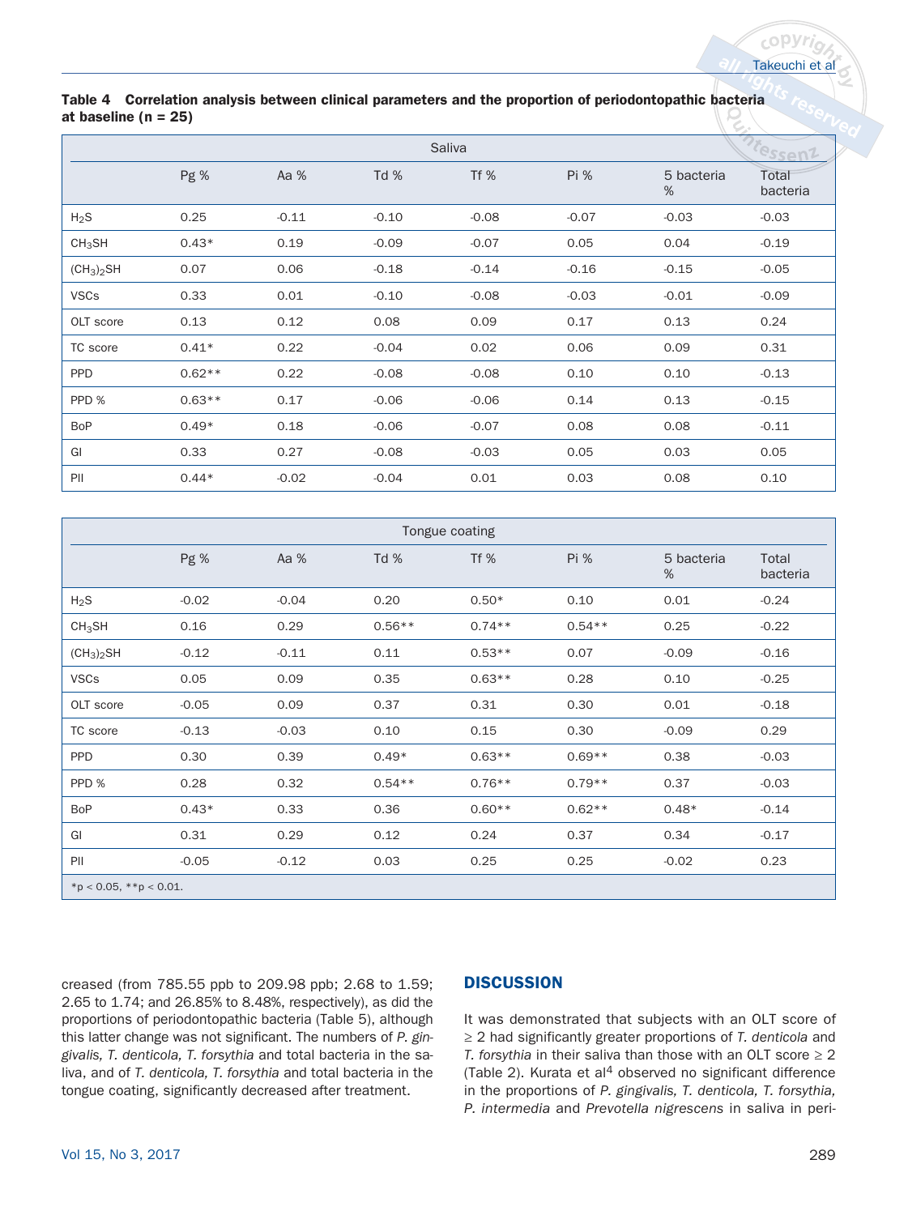**Table 4 Correlation analysis between clinical parameters and the proportion of periodontopathic bacteria at baseline (n = 25)**

| | Saliva | | | | | | |
|---|---|---|---|---|---|---|---|
| | Pg % | Aa % | Td % | Tf % | Pi % | 5 bacteria % | Total bacteria |
| $H_2S$ | 0.25 | -0.11 | -0.10 | -0.08 | -0.07 | -0.03 | -0.03 |
| $CH_3SH$ | 0.43* | 0.19 | -0.09 | -0.07 | 0.05 | 0.04 | -0.19 |
| $(CH_3)_2SH$ | 0.07 | 0.06 | -0.18 | -0.14 | -0.16 | -0.15 | -0.05 |
| VSCs | 0.33 | 0.01 | -0.10 | -0.08 | -0.03 | -0.01 | -0.09 |
| OLT score | 0.13 | 0.12 | 0.08 | 0.09 | 0.17 | 0.13 | 0.24 |
| TC score | 0.41* | 0.22 | -0.04 | 0.02 | 0.06 | 0.09 | 0.31 |
| PPD | 0.62** | 0.22 | -0.08 | -0.08 | 0.10 | 0.10 | -0.13 |
| PPD % | 0.63** | 0.17 | -0.06 | -0.06 | 0.14 | 0.13 | -0.15 |
| BoP | 0.49* | 0.18 | -0.06 | -0.07 | 0.08 | 0.08 | -0.11 |
| GI | 0.33 | 0.27 | -0.08 | -0.03 | 0.05 | 0.03 | 0.05 |
| PlI | 0.44* | -0.02 | -0.04 | 0.01 | 0.03 | 0.08 | 0.10 |

| | Tongue coating | | | | | | |
|---|---|---|---|---|---|---|---|
| | Pg % | Aa % | Td % | Tf % | Pi % | 5 bacteria % | Total bacteria |
| $H_2S$ | -0.02 | -0.04 | 0.20 | 0.50* | 0.10 | 0.01 | -0.24 |
| $CH_3SH$ | 0.16 | 0.29 | 0.56** | 0.74** | 0.54** | 0.25 | -0.22 |
| $(CH_3)_2SH$ | -0.12 | -0.11 | 0.11 | 0.53** | 0.07 | -0.09 | -0.16 |
| VSCs | 0.05 | 0.09 | 0.35 | 0.63** | 0.28 | 0.10 | -0.25 |
| OLT score | -0.05 | 0.09 | 0.37 | 0.31 | 0.30 | 0.01 | -0.18 |
| TC score | -0.13 | -0.03 | 0.10 | 0.15 | 0.30 | -0.09 | 0.29 |
| PPD | 0.30 | 0.39 | 0.49* | 0.63** | 0.69** | 0.38 | -0.03 |
| PPD % | 0.28 | 0.32 | 0.54** | 0.76** | 0.79** | 0.37 | -0.03 |
| BoP | 0.43* | 0.33 | 0.36 | 0.60** | 0.62** | 0.48* | -0.14 |
| GI | 0.31 | 0.29 | 0.12 | 0.24 | 0.37 | 0.34 | -0.17 |
| PlI | -0.05 | -0.12 | 0.03 | 0.25 | 0.25 | -0.02 | 0.23 |

*$p < 0.05$, **$p < 0.01$.

creased (from 785.55 ppb to 209.98 ppb; 2.68 to 1.59; 2.65 to 1.74; and 26.85% to 8.48%, respectively), as did the proportions of periodontopathic bacteria (Table 5), although this latter change was not significant. The numbers of *P. gingivalis, T. denticola, T. forsythia* and total bacteria in the saliva, and of *T. denticola, T. forsythia* and total bacteria in the tongue coating, significantly decreased after treatment.

## DISCUSSION

It was demonstrated that subjects with an OLT score of ≥ 2 had significantly greater proportions of *T. denticola* and *T. forsythia* in their saliva than those with an OLT score ≥ 2 (Table 2). Kurata et al[4] observed no significant difference in the proportions of *P. gingivalis, T. denticola, T. forsythia, P. intermedia* and *Prevotella nigrescens* in saliva in peri-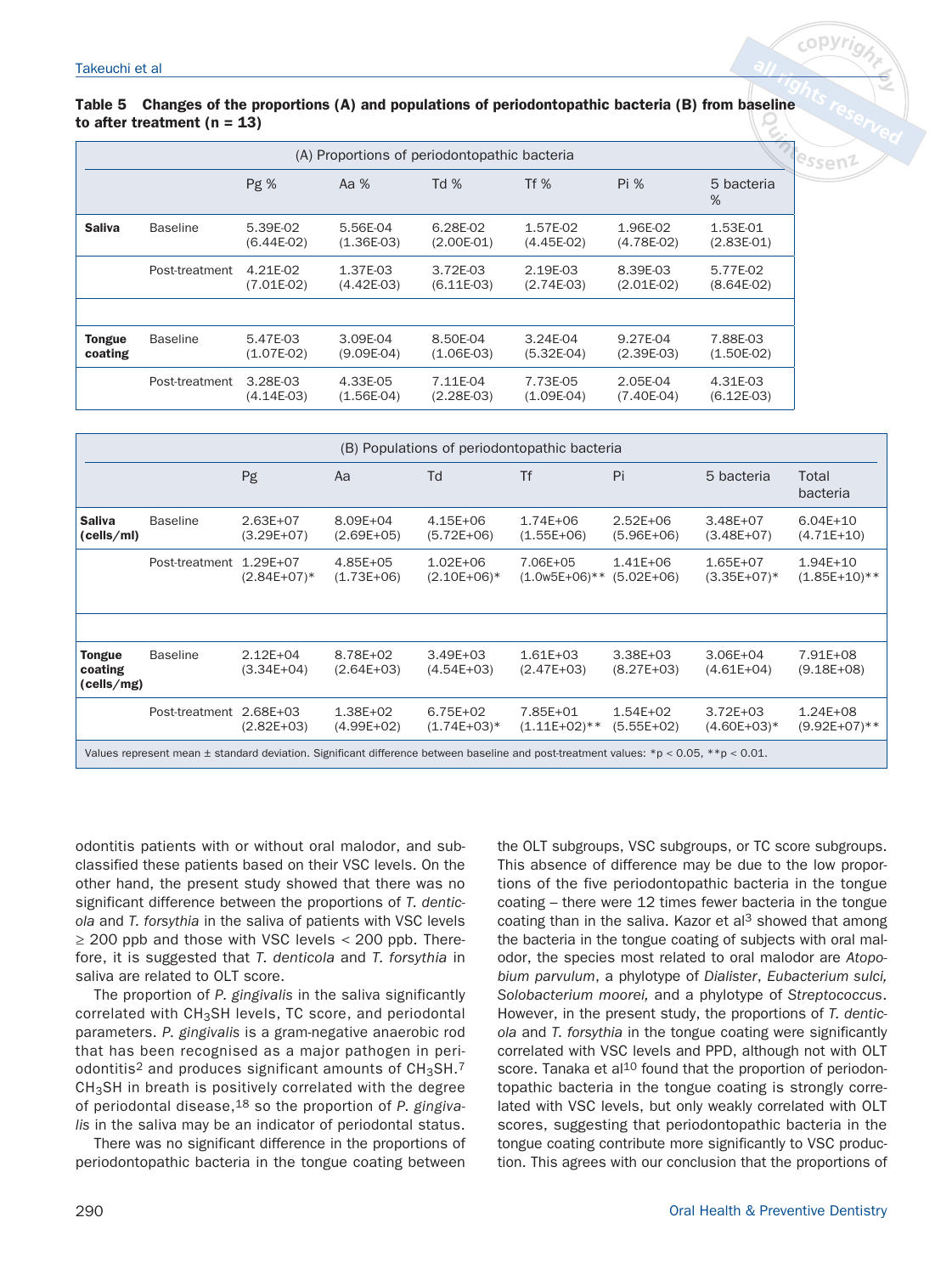**Table 5 Changes of the proportions (A) and populations of periodontopathic bacteria (B) from baseline to after treatment (n = 13)**

| (A) Proportions of periodontopathic bacteria | | | | | | | |
|---|---|---|---|---|---|---|---|
| | | Pg % | Aa % | Td % | Tf % | Pi % | 5 bacteria % |
| **Saliva** | Baseline | 5.39E-02 (6.44E-02) | 5.56E-04 (1.36E-03) | 6.28E-02 (2.00E-01) | 1.57E-02 (4.45E-02) | 1.96E-02 (4.78E-02) | 1.53E-01 (2.83E-01) |
| | Post-treatment | 4.21E-02 (7.01E-02) | 1.37E-03 (4.42E-03) | 3.72E-03 (6.11E-03) | 2.19E-03 (2.74E-03) | 8.39E-03 (2.01E-02) | 5.77E-02 (8.64E-02) |
| **Tongue coating** | Baseline | 5.47E-03 (1.07E-02) | 3.09E-04 (9.09E-04) | 8.50E-04 (1.06E-03) | 3.24E-04 (5.32E-04) | 9.27E-04 (2.39E-03) | 7.88E-03 (1.50E-02) |
| | Post-treatment | 3.28E-03 (4.14E-03) | 4.33E-05 (1.56E-04) | 7.11E-04 (2.28E-03) | 7.73E-05 (1.09E-04) | 2.05E-04 (7.40E-04) | 4.31E-03 (6.12E-03) |

| (B) Populations of periodontopathic bacteria | | | | | | | | |
|---|---|---|---|---|---|---|---|---|
| | | Pg | Aa | Td | Tf | Pi | 5 bacteria | Total bacteria |
| **Saliva (cells/ml)** | Baseline | 2.63E+07 (3.29E+07) | 8.09E+04 (2.69E+05) | 4.15E+06 (5.72E+06) | 1.74E+06 (1.55E+06) | 2.52E+06 (5.96E+06) | 3.48E+07 (3.48E+07) | 6.04E+10 (4.71E+10) |
| | Post-treatment | 1.29E+07 (2.84E+07)* | 4.85E+05 (1.73E+06) | 1.02E+06 (2.10E+06)* | 7.06E+05 (1.0w5E+06)** | 1.41E+06 (5.02E+06) | 1.65E+07 (3.35E+07)* | 1.94E+10 (1.85E+10)** |
| **Tongue coating (cells/mg)** | Baseline | 2.12E+04 (3.34E+04) | 8.78E+02 (2.64E+03) | 3.49E+03 (4.54E+03) | 1.61E+03 (2.47E+03) | 3.38E+03 (8.27E+03) | 3.06E+04 (4.61E+04) | 7.91E+08 (9.18E+08) |
| | Post-treatment | 2.68E+03 (2.82E+03) | 1.38E+02 (4.99E+02) | 6.75E+02 (1.74E+03)* | 7.85E+01 (1.11E+02)** | 1.54E+02 (5.55E+02) | 3.72E+03 (4.60E+03)* | 1.24E+08 (9.92E+07)** |

Values represent mean ± standard deviation. Significant difference between baseline and post-treatment values: *$p < 0.05$, **$p < 0.01$.

odontitis patients with or without oral malodor, and subclassified these patients based on their VSC levels. On the other hand, the present study showed that there was no significant difference between the proportions of *T. denticola* and *T. forsythia* in the saliva of patients with VSC levels ≥ 200 ppb and those with VSC levels < 200 ppb. Therefore, it is suggested that *T. denticola* and *T. forsythia* in saliva are related to OLT score.

The proportion of *P. gingivalis* in the saliva significantly correlated with $CH_3SH$ levels, TC score, and periodontal parameters. *P. gingivalis* is a gram-negative anaerobic rod that has been recognised as a major pathogen in periodontitis[2] and produces significant amounts of $CH_3SH$.[7] $CH_3SH$ in breath is positively correlated with the degree of periodontal disease,[18] so the proportion of *P. gingivalis* in the saliva may be an indicator of periodontal status.

There was no significant difference in the proportions of periodontopathic bacteria in the tongue coating between the OLT subgroups, VSC subgroups, or TC score subgroups. This absence of difference may be due to the low proportions of the five periodontopathic bacteria in the tongue coating – there were 12 times fewer bacteria in the tongue coating than in the saliva. Kazor et al[3] showed that among the bacteria in the tongue coating of subjects with oral malodor, the species most related to oral malodor are *Atopobium parvulum*, a phylotype of *Dialister*, *Eubacterium sulci, Solobacterium moorei,* and a phylotype of *Streptococcus*. However, in the present study, the proportions of *T. denticola* and *T. forsythia* in the tongue coating were significantly correlated with VSC levels and PPD, although not with OLT score. Tanaka et al[10] found that the proportion of periodontopathic bacteria in the tongue coating is strongly correlated with VSC levels, but only weakly correlated with OLT scores, suggesting that periodontopathic bacteria in the tongue coating contribute more significantly to VSC production. This agrees with our conclusion that the proportions of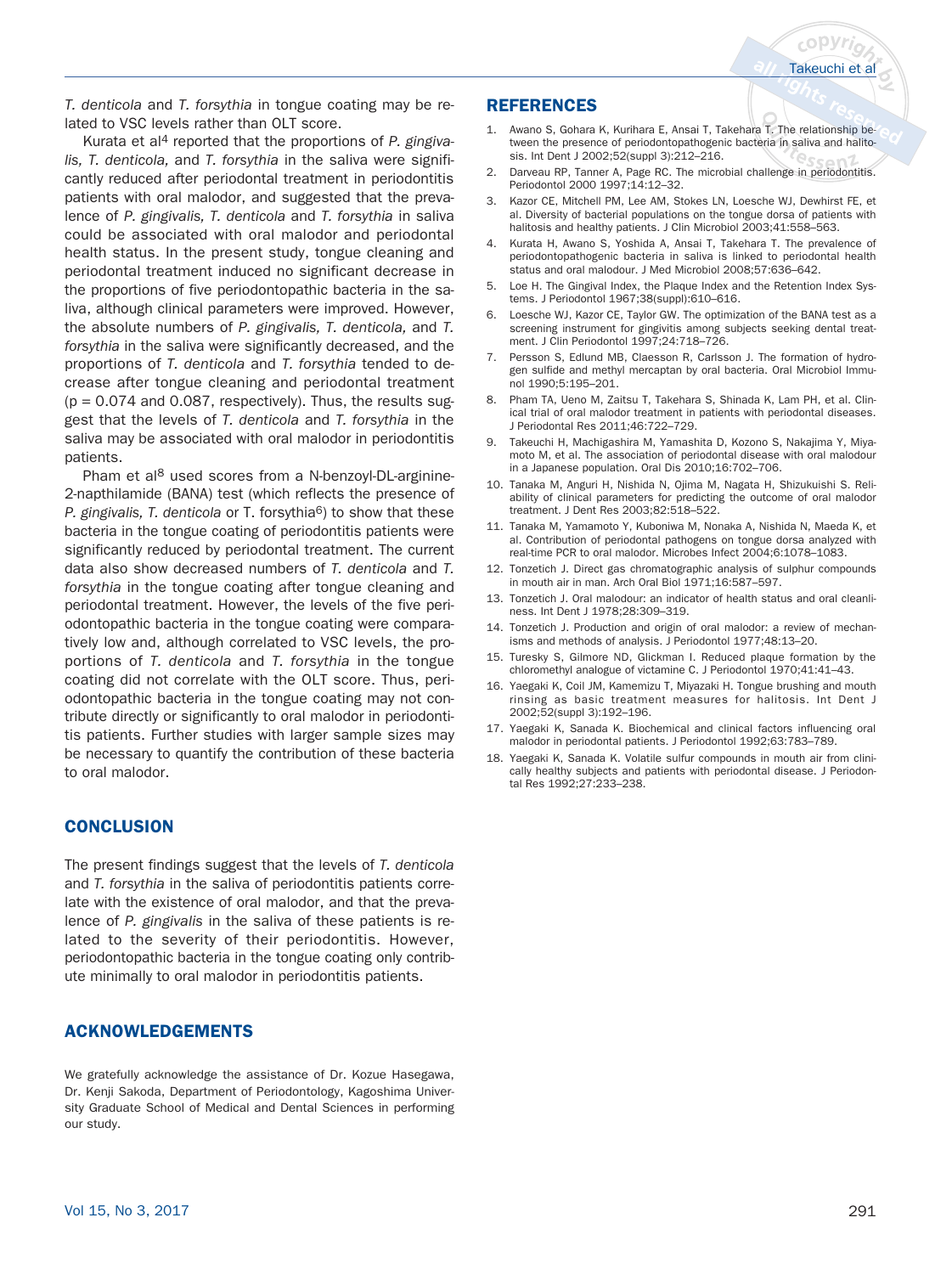*T. denticola* and *T. forsythia* in tongue coating may be related to VSC levels rather than OLT score.

Kurata et al[4] reported that the proportions of *P. gingivalis, T. denticola,* and *T. forsythia* in the saliva were significantly reduced after periodontal treatment in periodontitis patients with oral malodor, and suggested that the prevalence of *P. gingivalis, T. denticola* and *T. forsythia* in saliva could be associated with oral malodor and periodontal health status. In the present study, tongue cleaning and periodontal treatment induced no significant decrease in the proportions of five periodontopathic bacteria in the saliva, although clinical parameters were improved. However, the absolute numbers of *P. gingivalis, T. denticola,* and *T. forsythia* in the saliva were significantly decreased, and the proportions of *T. denticola* and *T. forsythia* tended to decrease after tongue cleaning and periodontal treatment ($p = 0.074$ and $0.087$, respectively). Thus, the results suggest that the levels of *T. denticola* and *T. forsythia* in the saliva may be associated with oral malodor in periodontitis patients.

Pham et al[8] used scores from a N-benzoyl-DL-arginine-2-napthilamide (BANA) test (which reflects the presence of *P. gingivalis, T. denticola* or T. forsythia[6]) to show that these bacteria in the tongue coating of periodontitis patients were significantly reduced by periodontal treatment. The current data also show decreased numbers of *T. denticola* and *T. forsythia* in the tongue coating after tongue cleaning and periodontal treatment. However, the levels of the five periodontopathic bacteria in the tongue coating were comparatively low and, although correlated to VSC levels, the proportions of *T. denticola* and *T. forsythia* in the tongue coating did not correlate with the OLT score. Thus, periodontopathic bacteria in the tongue coating may not contribute directly or significantly to oral malodor in periodontitis patients. Further studies with larger sample sizes may be necessary to quantify the contribution of these bacteria to oral malodor.

## CONCLUSION

The present findings suggest that the levels of *T. denticola* and *T. forsythia* in the saliva of periodontitis patients correlate with the existence of oral malodor, and that the prevalence of *P. gingivalis* in the saliva of these patients is related to the severity of their periodontitis. However, periodontopathic bacteria in the tongue coating only contribute minimally to oral malodor in periodontitis patients.

## ACKNOWLEDGEMENTS

We gratefully acknowledge the assistance of Dr. Kozue Hasegawa, Dr. Kenji Sakoda, Department of Periodontology, Kagoshima University Graduate School of Medical and Dental Sciences in performing our study.

## REFERENCES

1. Awano S, Gohara K, Kurihara E, Ansai T, Takehara T. The relationship between the presence of periodontopathogenic bacteria in saliva and halitosis. Int Dent J 2002;52(suppl 3):212–216.
2. Darveau RP, Tanner A, Page RC. The microbial challenge in periodontitis. Periodontol 2000 1997;14:12–32.
3. Kazor CE, Mitchell PM, Lee AM, Stokes LN, Loesche WJ, Dewhirst FE, et al. Diversity of bacterial populations on the tongue dorsa of patients with halitosis and healthy patients. J Clin Microbiol 2003;41:558–563.
4. Kurata H, Awano S, Yoshida A, Ansai T, Takehara T. The prevalence of periodontopathogenic bacteria in saliva is linked to periodontal health status and oral malodour. J Med Microbiol 2008;57:636–642.
5. Loe H. The Gingival Index, the Plaque Index and the Retention Index Systems. J Periodontol 1967;38(suppl):610–616.
6. Loesche WJ, Kazor CE, Taylor GW. The optimization of the BANA test as a screening instrument for gingivitis among subjects seeking dental treatment. J Clin Periodontol 1997;24:718–726.
7. Persson S, Edlund MB, Claesson R, Carlsson J. The formation of hydrogen sulfide and methyl mercaptan by oral bacteria. Oral Microbiol Immunol 1990;5:195–201.
8. Pham TA, Ueno M, Zaitsu T, Takehara S, Shinada K, Lam PH, et al. Clinical trial of oral malodor treatment in patients with periodontal diseases. J Periodontal Res 2011;46:722–729.
9. Takeuchi H, Machigashira M, Yamashita D, Kozono S, Nakajima Y, Miyamoto M, et al. The association of periodontal disease with oral malodour in a Japanese population. Oral Dis 2010;16:702–706.
10. Tanaka M, Anguri H, Nishida N, Ojima M, Nagata H, Shizukuishi S. Reliability of clinical parameters for predicting the outcome of oral malodor treatment. J Dent Res 2003;82:518–522.
11. Tanaka M, Yamamoto Y, Kuboniwa M, Nonaka A, Nishida N, Maeda K, et al. Contribution of periodontal pathogens on tongue dorsa analyzed with real-time PCR to oral malodor. Microbes Infect 2004;6:1078–1083.
12. Tonzetich J. Direct gas chromatographic analysis of sulphur compounds in mouth air in man. Arch Oral Biol 1971;16:587–597.
13. Tonzetich J. Oral malodour: an indicator of health status and oral cleanliness. Int Dent J 1978;28:309–319.
14. Tonzetich J. Production and origin of oral malodor: a review of mechanisms and methods of analysis. J Periodontol 1977;48:13–20.
15. Turesky S, Gilmore ND, Glickman I. Reduced plaque formation by the chloromethyl analogue of victamine C. J Periodontol 1970;41:41–43.
16. Yaegaki K, Coil JM, Kamemizu T, Miyazaki H. Tongue brushing and mouth rinsing as basic treatment measures for halitosis. Int Dent J 2002;52(suppl 3):192–196.
17. Yaegaki K, Sanada K. Biochemical and clinical factors influencing oral malodor in periodontal patients. J Periodontol 1992;63:783–789.
18. Yaegaki K, Sanada K. Volatile sulfur compounds in mouth air from clinically healthy subjects and patients with periodontal disease. J Periodontal Res 1992;27:233–238.